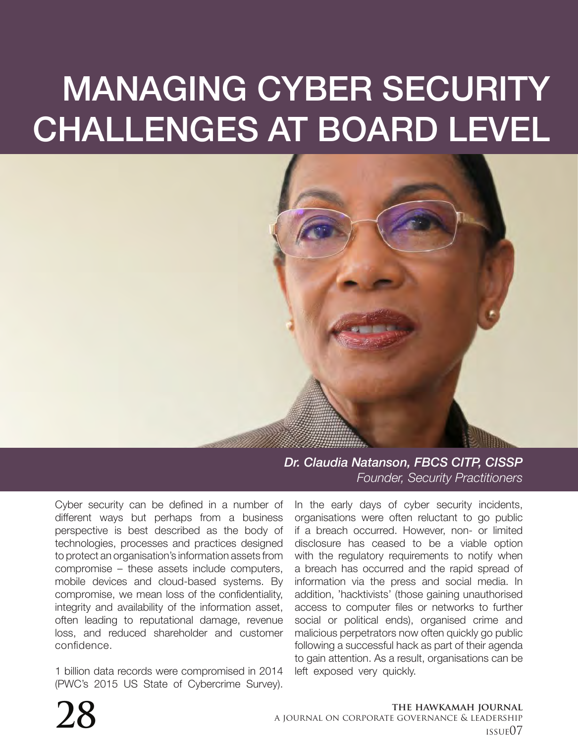# MANAGING CYBER SECURITY CHALLENGES AT BOARD LEVEL

***Dr. Claudia Natanson, FBCS CITP, CISSP***
*Founder, Security Practitioners*

Cyber security can be defined in a number of different ways but perhaps from a business perspective is best described as the body of technologies, processes and practices designed to protect an organisation's information assets from compromise – these assets include computers, mobile devices and cloud-based systems. By compromise, we mean loss of the confidentiality, integrity and availability of the information asset, often leading to reputational damage, revenue loss, and reduced shareholder and customer confidence.

1 billion data records were compromised in 2014 (PWC's 2015 US State of Cybercrime Survey).

In the early days of cyber security incidents, organisations were often reluctant to go public if a breach occurred. However, non- or limited disclosure has ceased to be a viable option with the regulatory requirements to notify when a breach has occurred and the rapid spread of information via the press and social media. In addition, 'hacktivists' (those gaining unauthorised access to computer files or networks to further social or political ends), organised crime and malicious perpetrators now often quickly go public following a successful hack as part of their agenda to gain attention. As a result, organisations can be left exposed very quickly.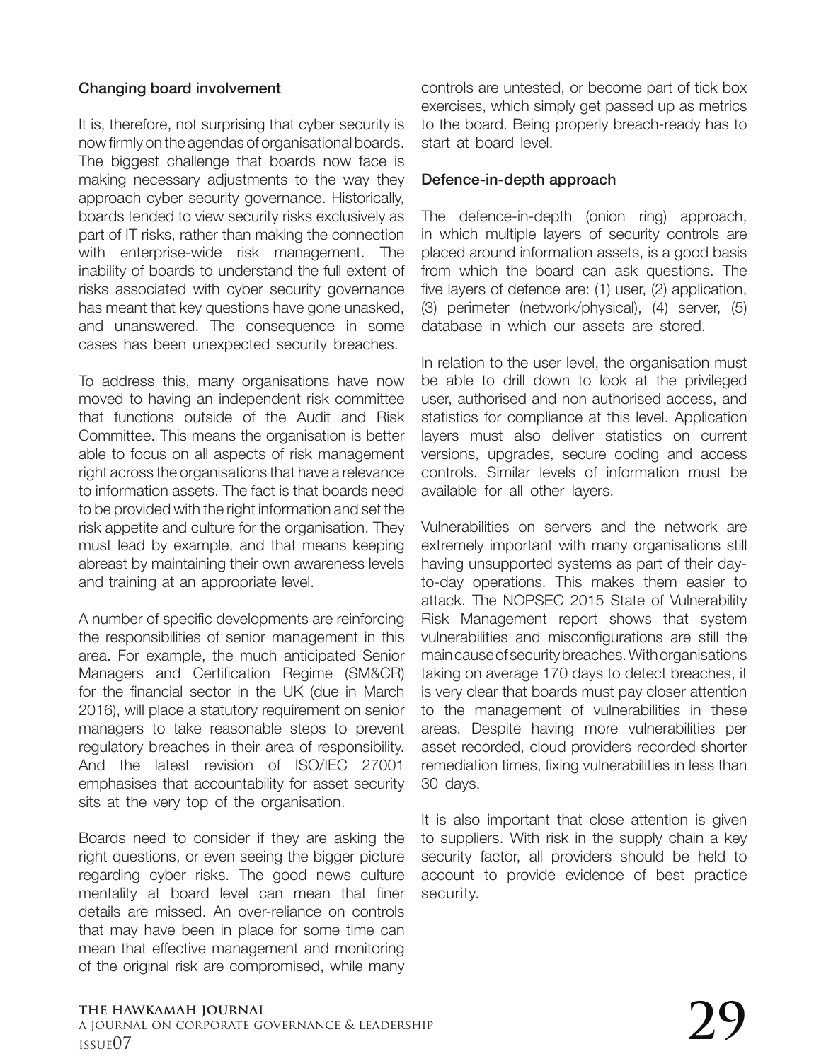### Changing board involvement

It is, therefore, not surprising that cyber security is now firmly on the agendas of organisational boards. The biggest challenge that boards now face is making necessary adjustments to the way they approach cyber security governance. Historically, boards tended to view security risks exclusively as part of IT risks, rather than making the connection with enterprise-wide risk management. The inability of boards to understand the full extent of risks associated with cyber security governance has meant that key questions have gone unasked, and unanswered. The consequence in some cases has been unexpected security breaches.

To address this, many organisations have now moved to having an independent risk committee that functions outside of the Audit and Risk Committee. This means the organisation is better able to focus on all aspects of risk management right across the organisations that have a relevance to information assets. The fact is that boards need to be provided with the right information and set the risk appetite and culture for the organisation. They must lead by example, and that means keeping abreast by maintaining their own awareness levels and training at an appropriate level.

A number of specific developments are reinforcing the responsibilities of senior management in this area. For example, the much anticipated Senior Managers and Certification Regime (SM&CR) for the financial sector in the UK (due in March 2016), will place a statutory requirement on senior managers to take reasonable steps to prevent regulatory breaches in their area of responsibility. And the latest revision of ISO/IEC 27001 emphasises that accountability for asset security sits at the very top of the organisation.

Boards need to consider if they are asking the right questions, or even seeing the bigger picture regarding cyber risks. The good news culture mentality at board level can mean that finer details are missed. An over-reliance on controls that may have been in place for some time can mean that effective management and monitoring of the original risk are compromised, while many controls are untested, or become part of tick box exercises, which simply get passed up as metrics to the board. Being properly breach-ready has to start at board level.

### Defence-in-depth approach

The defence-in-depth (onion ring) approach, in which multiple layers of security controls are placed around information assets, is a good basis from which the board can ask questions. The five layers of defence are: (1) user, (2) application, (3) perimeter (network/physical), (4) server, (5) database in which our assets are stored.

In relation to the user level, the organisation must be able to drill down to look at the privileged user, authorised and non authorised access, and statistics for compliance at this level. Application layers must also deliver statistics on current versions, upgrades, secure coding and access controls. Similar levels of information must be available for all other layers.

Vulnerabilities on servers and the network are extremely important with many organisations still having unsupported systems as part of their day-to-day operations. This makes them easier to attack. The NOPSEC 2015 State of Vulnerability Risk Management report shows that system vulnerabilities and misconfigurations are still the main cause of security breaches. With organisations taking on average 170 days to detect breaches, it is very clear that boards must pay closer attention to the management of vulnerabilities in these areas. Despite having more vulnerabilities per asset recorded, cloud providers recorded shorter remediation times, fixing vulnerabilities in less than 30 days.

It is also important that close attention is given to suppliers. With risk in the supply chain a key security factor, all providers should be held to account to provide evidence of best practice security.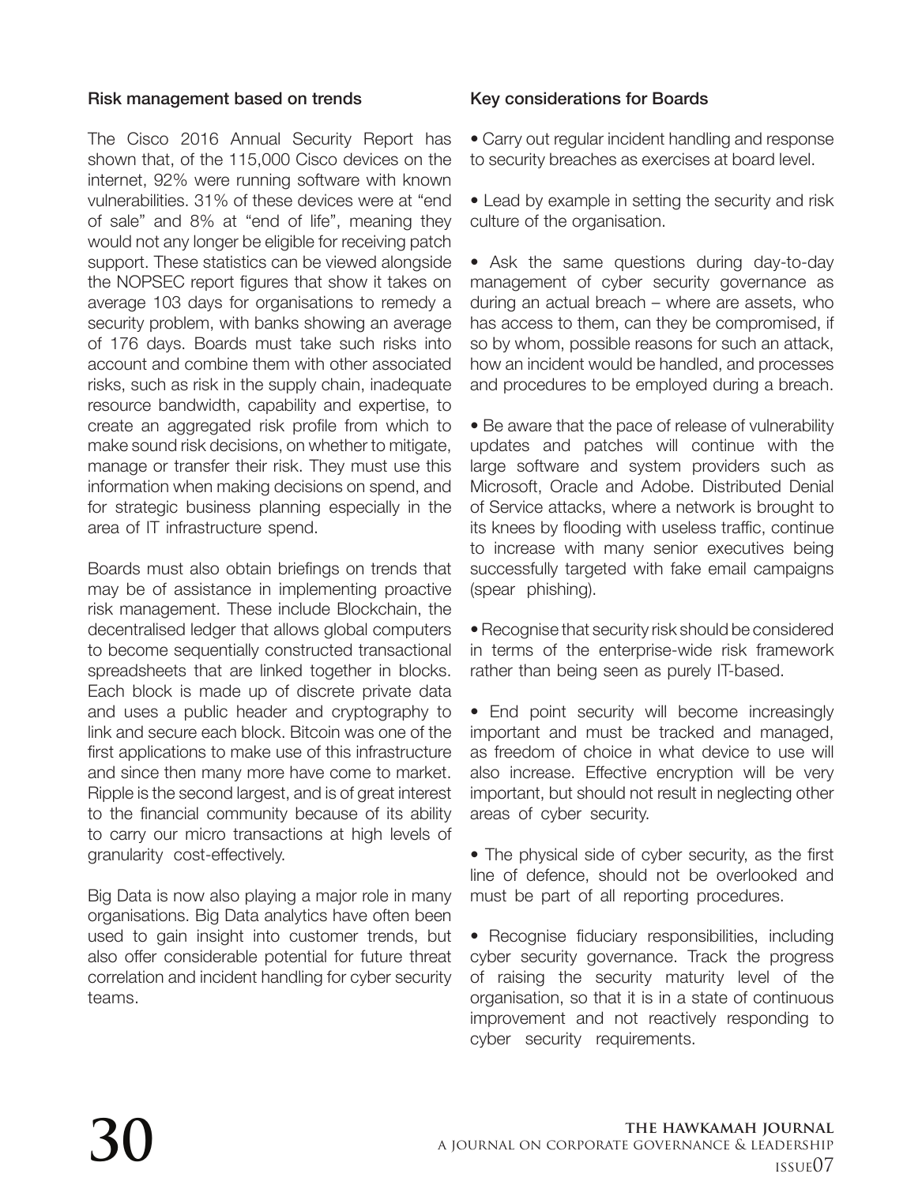### Risk management based on trends

The Cisco 2016 Annual Security Report has shown that, of the 115,000 Cisco devices on the internet, 92% were running software with known vulnerabilities. 31% of these devices were at "end of sale" and 8% at "end of life", meaning they would not any longer be eligible for receiving patch support. These statistics can be viewed alongside the NOPSEC report figures that show it takes on average 103 days for organisations to remedy a security problem, with banks showing an average of 176 days. Boards must take such risks into account and combine them with other associated risks, such as risk in the supply chain, inadequate resource bandwidth, capability and expertise, to create an aggregated risk profile from which to make sound risk decisions, on whether to mitigate, manage or transfer their risk. They must use this information when making decisions on spend, and for strategic business planning especially in the area of IT infrastructure spend.

Boards must also obtain briefings on trends that may be of assistance in implementing proactive risk management. These include Blockchain, the decentralised ledger that allows global computers to become sequentially constructed transactional spreadsheets that are linked together in blocks. Each block is made up of discrete private data and uses a public header and cryptography to link and secure each block. Bitcoin was one of the first applications to make use of this infrastructure and since then many more have come to market. Ripple is the second largest, and is of great interest to the financial community because of its ability to carry our micro transactions at high levels of granularity cost-effectively.

Big Data is now also playing a major role in many organisations. Big Data analytics have often been used to gain insight into customer trends, but also offer considerable potential for future threat correlation and incident handling for cyber security teams.

### Key considerations for Boards

- Carry out regular incident handling and response to security breaches as exercises at board level.
- Lead by example in setting the security and risk culture of the organisation.
- Ask the same questions during day-to-day management of cyber security governance as during an actual breach – where are assets, who has access to them, can they be compromised, if so by whom, possible reasons for such an attack, how an incident would be handled, and processes and procedures to be employed during a breach.
- Be aware that the pace of release of vulnerability updates and patches will continue with the large software and system providers such as Microsoft, Oracle and Adobe. Distributed Denial of Service attacks, where a network is brought to its knees by flooding with useless traffic, continue to increase with many senior executives being successfully targeted with fake email campaigns (spear phishing).
- Recognise that security risk should be considered in terms of the enterprise-wide risk framework rather than being seen as purely IT-based.
- End point security will become increasingly important and must be tracked and managed, as freedom of choice in what device to use will also increase. Effective encryption will be very important, but should not result in neglecting other areas of cyber security.
- The physical side of cyber security, as the first line of defence, should not be overlooked and must be part of all reporting procedures.
- Recognise fiduciary responsibilities, including cyber security governance. Track the progress of raising the security maturity level of the organisation, so that it is in a state of continuous improvement and not reactively responding to cyber security requirements.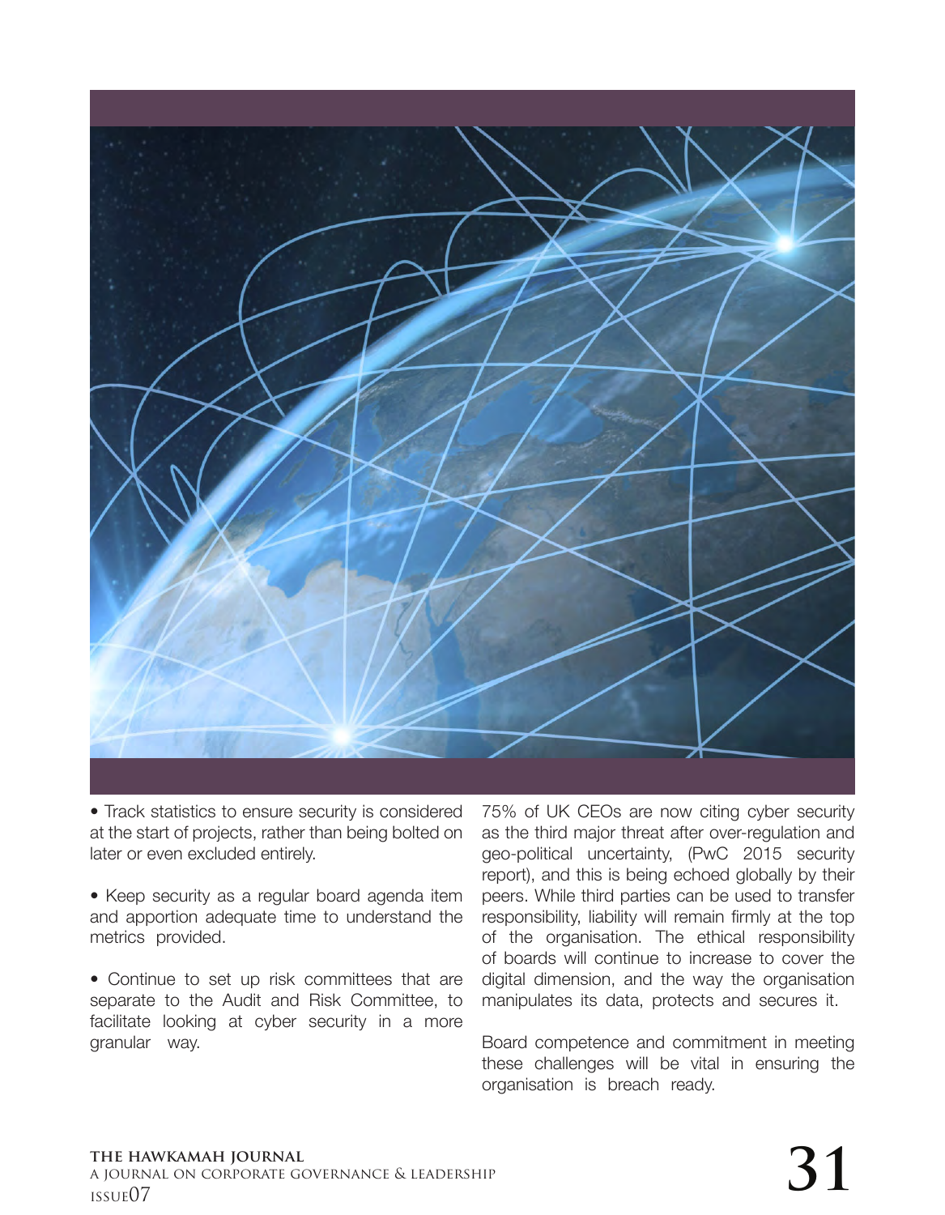- Track statistics to ensure security is considered at the start of projects, rather than being bolted on later or even excluded entirely.

- Keep security as a regular board agenda item and apportion adequate time to understand the metrics provided.

- Continue to set up risk committees that are separate to the Audit and Risk Committee, to facilitate looking at cyber security in a more granular way.

75% of UK CEOs are now citing cyber security as the third major threat after over-regulation and geo-political uncertainty, (PwC 2015 security report), and this is being echoed globally by their peers. While third parties can be used to transfer responsibility, liability will remain firmly at the top of the organisation. The ethical responsibility of boards will continue to increase to cover the digital dimension, and the way the organisation manipulates its data, protects and secures it.

Board competence and commitment in meeting these challenges will be vital in ensuring the organisation is breach ready.